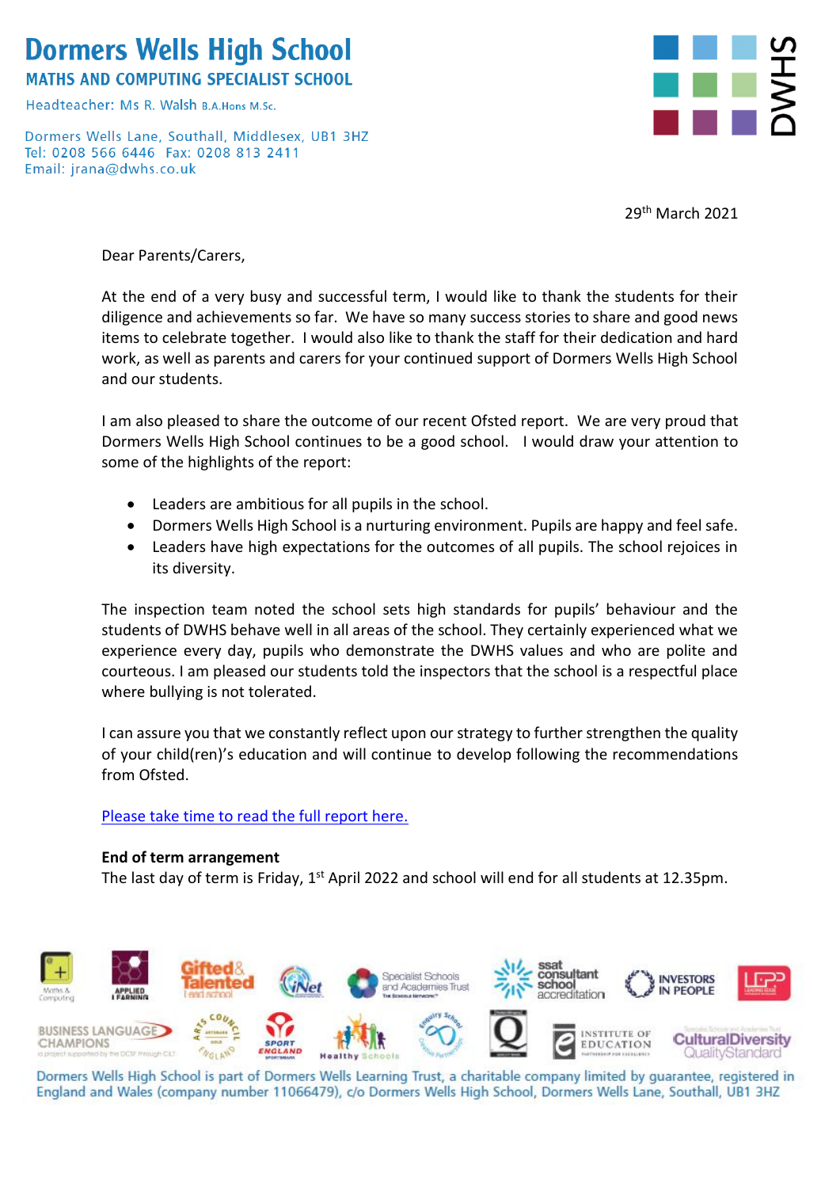# Dormers Wells High School

**MATHS AND COMPUTING SPECIALIST SCHOOL**

Headteacher: Ms R. Walsh B.A.Hons M.Sc.

Dormers Wells Lane, Southall, Middlesex, UB1 3HZ
Tel: 0208 566 6446 Fax: 0208 813 2411
Email: jrana@dwhs.co.uk

29th March 2021

Dear Parents/Carers,

At the end of a very busy and successful term, I would like to thank the students for their diligence and achievements so far. We have so many success stories to share and good news items to celebrate together. I would also like to thank the staff for their dedication and hard work, as well as parents and carers for your continued support of Dormers Wells High School and our students.

I am also pleased to share the outcome of our recent Ofsted report. We are very proud that Dormers Wells High School continues to be a good school. I would draw your attention to some of the highlights of the report:

- Leaders are ambitious for all pupils in the school.
- Dormers Wells High School is a nurturing environment. Pupils are happy and feel safe.
- Leaders have high expectations for the outcomes of all pupils. The school rejoices in its diversity.

The inspection team noted the school sets high standards for pupils' behaviour and the students of DWHS behave well in all areas of the school. They certainly experienced what we experience every day, pupils who demonstrate the DWHS values and who are polite and courteous. I am pleased our students told the inspectors that the school is a respectful place where bullying is not tolerated.

I can assure you that we constantly reflect upon our strategy to further strengthen the quality of your child(ren)'s education and will continue to develop following the recommendations from Ofsted.

Please take time to read the full report here.

**End of term arrangement**

The last day of term is Friday, 1st April 2022 and school will end for all students at 12.35pm.

Dormers Wells High School is part of Dormers Wells Learning Trust, a charitable company limited by guarantee, registered in England and Wales (company number 11066479), c/o Dormers Wells High School, Dormers Wells Lane, Southall, UB1 3HZ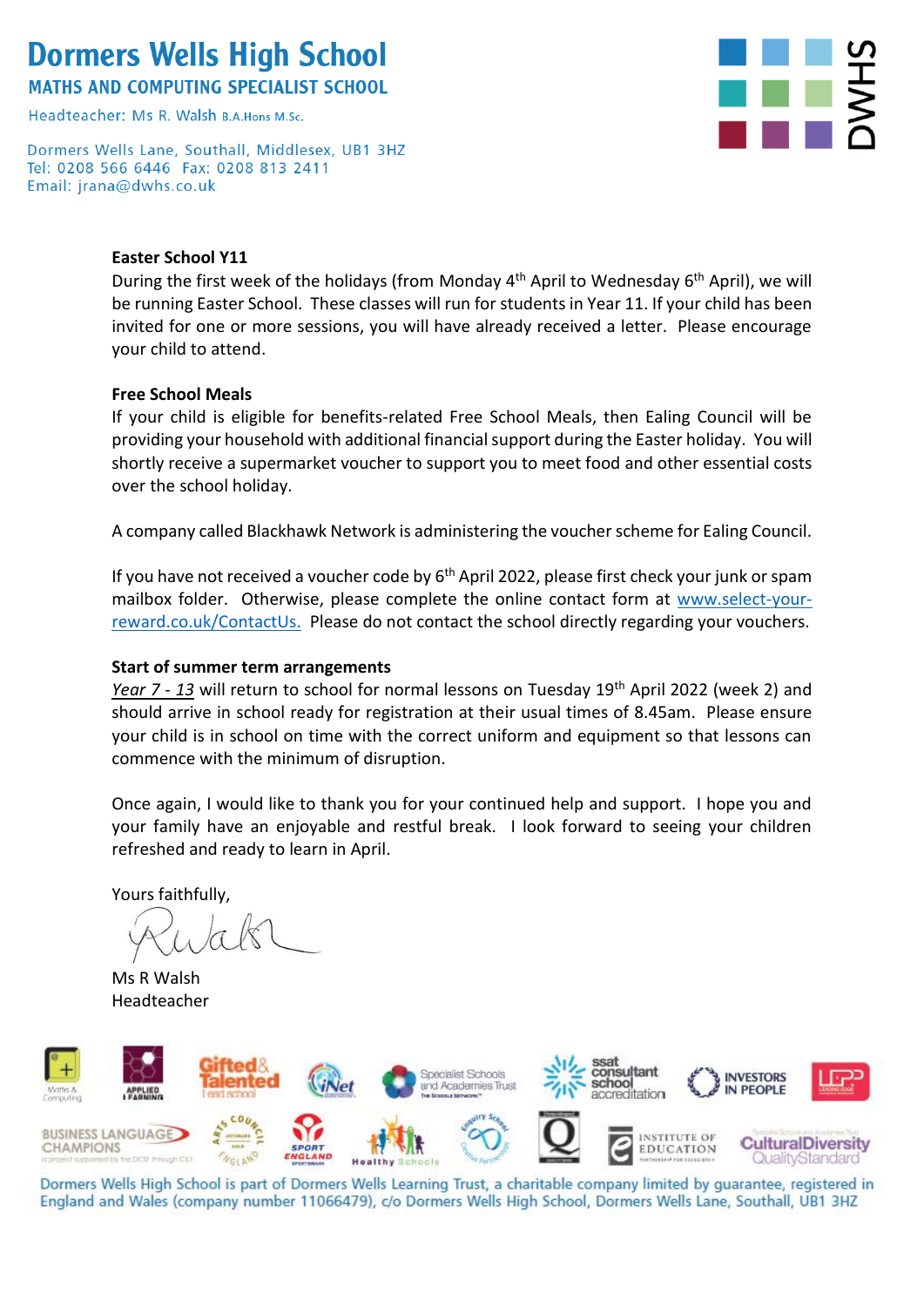# Dormers Wells High School

MATHS AND COMPUTING SPECIALIST SCHOOL

Headteacher: Ms R. Walsh B.A.Hons M.Sc.

Dormers Wells Lane, Southall, Middlesex, UB1 3HZ
Tel: 0208 566 6446 Fax: 0208 813 2411
Email: jrana@dwhs.co.uk

**Easter School Y11**

During the first week of the holidays (from Monday 4th April to Wednesday 6th April), we will be running Easter School. These classes will run for students in Year 11. If your child has been invited for one or more sessions, you will have already received a letter. Please encourage your child to attend.

**Free School Meals**

If your child is eligible for benefits-related Free School Meals, then Ealing Council will be providing your household with additional financial support during the Easter holiday. You will shortly receive a supermarket voucher to support you to meet food and other essential costs over the school holiday.

A company called Blackhawk Network is administering the voucher scheme for Ealing Council.

If you have not received a voucher code by 6th April 2022, please first check your junk or spam mailbox folder. Otherwise, please complete the online contact form at www.select-your-reward.co.uk/ContactUs. Please do not contact the school directly regarding your vouchers.

**Start of summer term arrangements**

*Year 7 - 13* will return to school for normal lessons on Tuesday 19th April 2022 (week 2) and should arrive in school ready for registration at their usual times of 8.45am. Please ensure your child is in school on time with the correct uniform and equipment so that lessons can commence with the minimum of disruption.

Once again, I would like to thank you for your continued help and support. I hope you and your family have an enjoyable and restful break. I look forward to seeing your children refreshed and ready to learn in April.

Yours faithfully,

Ms R Walsh
Headteacher

Dormers Wells High School is part of Dormers Wells Learning Trust, a charitable company limited by guarantee, registered in England and Wales (company number 11066479), c/o Dormers Wells High School, Dormers Wells Lane, Southall, UB1 3HZ